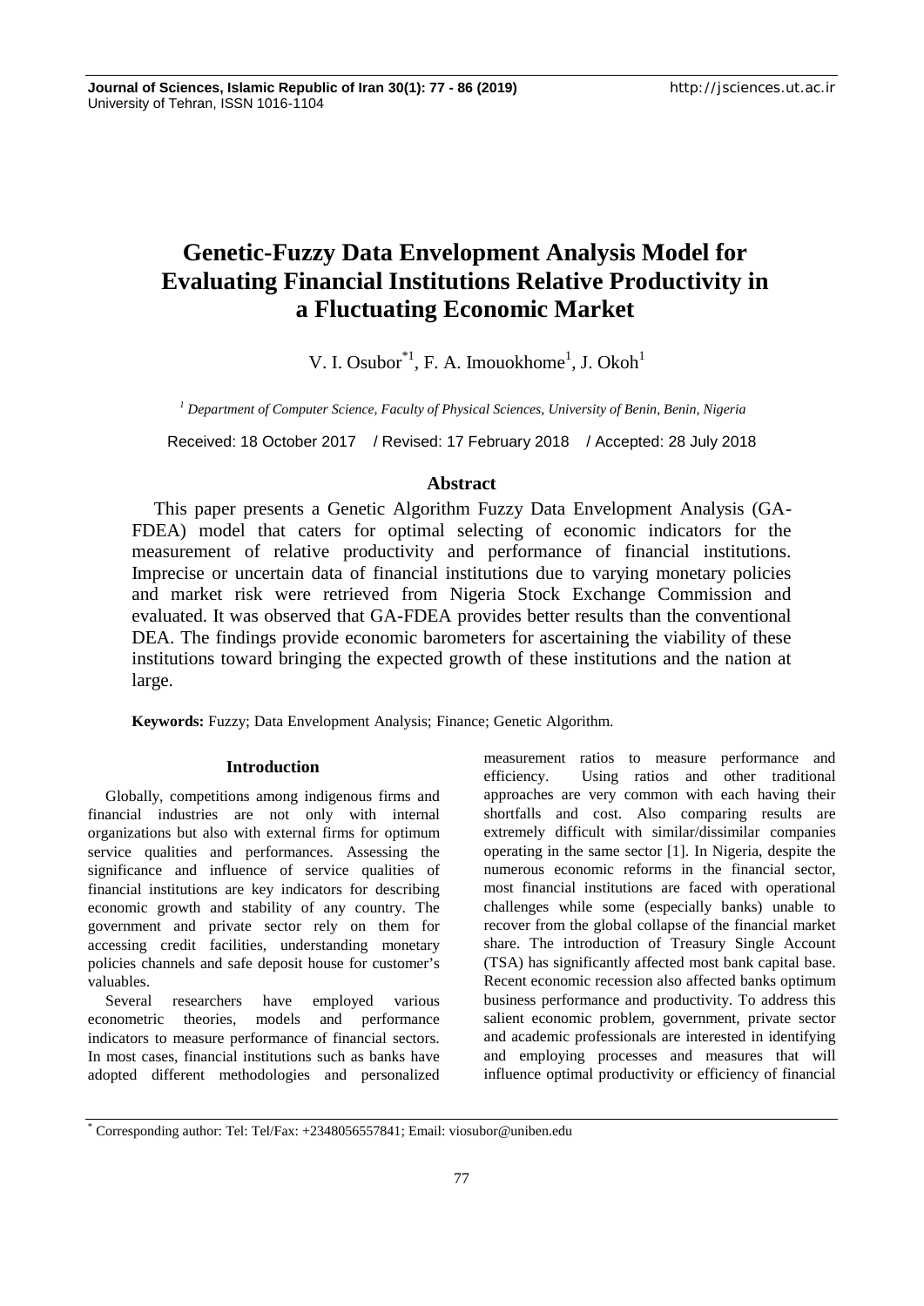# Genetic-Fuzzy Data Envelopment Analysis Model for Evaluating Financial Institutions Relative Productivity in a Fluctuating Economic Market

V. I. Osubor*[1], F. A. Imouokhome[1], J. Okoh[1]

[1] *Department of Computer Science, Faculty of Physical Sciences, University of Benin, Benin, Nigeria*

Received: 18 October 2017 / Revised: 17 February 2018 / Accepted: 28 July 2018

## Abstract

This paper presents a Genetic Algorithm Fuzzy Data Envelopment Analysis (GA-FDEA) model that caters for optimal selecting of economic indicators for the measurement of relative productivity and performance of financial institutions. Imprecise or uncertain data of financial institutions due to varying monetary policies and market risk were retrieved from Nigeria Stock Exchange Commission and evaluated. It was observed that GA-FDEA provides better results than the conventional DEA. The findings provide economic barometers for ascertaining the viability of these institutions toward bringing the expected growth of these institutions and the nation at large.

**Keywords:** Fuzzy; Data Envelopment Analysis; Finance; Genetic Algorithm.

## Introduction

Globally, competitions among indigenous firms and financial industries are not only with internal organizations but also with external firms for optimum service qualities and performances. Assessing the significance and influence of service qualities of financial institutions are key indicators for describing economic growth and stability of any country. The government and private sector rely on them for accessing credit facilities, understanding monetary policies channels and safe deposit house for customer's valuables.

Several researchers have employed various econometric theories, models and performance indicators to measure performance of financial sectors. In most cases, financial institutions such as banks have adopted different methodologies and personalized measurement ratios to measure performance and efficiency. Using ratios and other traditional approaches are very common with each having their shortfalls and cost. Also comparing results are extremely difficult with similar/dissimilar companies operating in the same sector [1]. In Nigeria, despite the numerous economic reforms in the financial sector, most financial institutions are faced with operational challenges while some (especially banks) unable to recover from the global collapse of the financial market share. The introduction of Treasury Single Account (TSA) has significantly affected most bank capital base. Recent economic recession also affected banks optimum business performance and productivity. To address this salient economic problem, government, private sector and academic professionals are interested in identifying and employing processes and measures that will influence optimal productivity or efficiency of financial

\* Corresponding author: Tel: Tel/Fax: +2348056557841; Email: viosubor@uniben.edu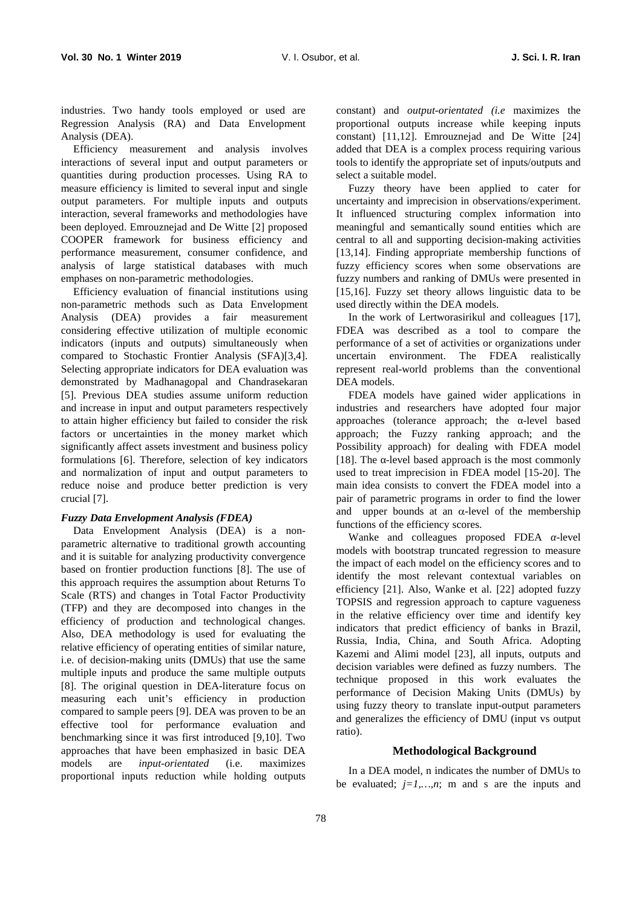industries. Two handy tools employed or used are Regression Analysis (RA) and Data Envelopment Analysis (DEA).

Efficiency measurement and analysis involves interactions of several input and output parameters or quantities during production processes. Using RA to measure efficiency is limited to several input and single output parameters. For multiple inputs and outputs interaction, several frameworks and methodologies have been deployed. Emrouznejad and De Witte [2] proposed COOPER framework for business efficiency and performance measurement, consumer confidence, and analysis of large statistical databases with much emphases on non-parametric methodologies.

Efficiency evaluation of financial institutions using non-parametric methods such as Data Envelopment Analysis (DEA) provides a fair measurement considering effective utilization of multiple economic indicators (inputs and outputs) simultaneously when compared to Stochastic Frontier Analysis (SFA)[3,4]. Selecting appropriate indicators for DEA evaluation was demonstrated by Madhanagopal and Chandrasekaran [5]. Previous DEA studies assume uniform reduction and increase in input and output parameters respectively to attain higher efficiency but failed to consider the risk factors or uncertainties in the money market which significantly affect assets investment and business policy formulations [6]. Therefore, selection of key indicators and normalization of input and output parameters to reduce noise and produce better prediction is very crucial [7].

***Fuzzy Data Envelopment Analysis (FDEA)***

Data Envelopment Analysis (DEA) is a non-parametric alternative to traditional growth accounting and it is suitable for analyzing productivity convergence based on frontier production functions [8]. The use of this approach requires the assumption about Returns To Scale (RTS) and changes in Total Factor Productivity (TFP) and they are decomposed into changes in the efficiency of production and technological changes. Also, DEA methodology is used for evaluating the relative efficiency of operating entities of similar nature, i.e. of decision-making units (DMUs) that use the same multiple inputs and produce the same multiple outputs [8]. The original question in DEA-literature focus on measuring each unit's efficiency in production compared to sample peers [9]. DEA was proven to be an effective tool for performance evaluation and benchmarking since it was first introduced [9,10]. Two approaches that have been emphasized in basic DEA models are *input-orientated* (i.e. maximizes proportional inputs reduction while holding outputs constant) and *output-orientated (i.e* maximizes the proportional outputs increase while keeping inputs constant) [11,12]. Emrouznejad and De Witte [24] added that DEA is a complex process requiring various tools to identify the appropriate set of inputs/outputs and select a suitable model.

Fuzzy theory have been applied to cater for uncertainty and imprecision in observations/experiment. It influenced structuring complex information into meaningful and semantically sound entities which are central to all and supporting decision-making activities [13,14]. Finding appropriate membership functions of fuzzy efficiency scores when some observations are fuzzy numbers and ranking of DMUs were presented in [15,16]. Fuzzy set theory allows linguistic data to be used directly within the DEA models.

In the work of Lertworasirikul and colleagues [17], FDEA was described as a tool to compare the performance of a set of activities or organizations under uncertain environment. The FDEA realistically represent real-world problems than the conventional DEA models.

FDEA models have gained wider applications in industries and researchers have adopted four major approaches (tolerance approach; the α-level based approach; the Fuzzy ranking approach; and the Possibility approach) for dealing with FDEA model [18]. The α-level based approach is the most commonly used to treat imprecision in FDEA model [15-20]. The main idea consists to convert the FDEA model into a pair of parametric programs in order to find the lower and upper bounds at an α-level of the membership functions of the efficiency scores.

Wanke and colleagues proposed FDEA *α*-level models with bootstrap truncated regression to measure the impact of each model on the efficiency scores and to identify the most relevant contextual variables on efficiency [21]. Also, Wanke et al. [22] adopted fuzzy TOPSIS and regression approach to capture vagueness in the relative efficiency over time and identify key indicators that predict efficiency of banks in Brazil, Russia, India, China, and South Africa. Adopting Kazemi and Alimi model [23], all inputs, outputs and decision variables were defined as fuzzy numbers. The technique proposed in this work evaluates the performance of Decision Making Units (DMUs) by using fuzzy theory to translate input-output parameters and generalizes the efficiency of DMU (input vs output ratio).

## Methodological Background

In a DEA model, n indicates the number of DMUs to be evaluated; $j=1,\ldots,n$; m and s are the inputs and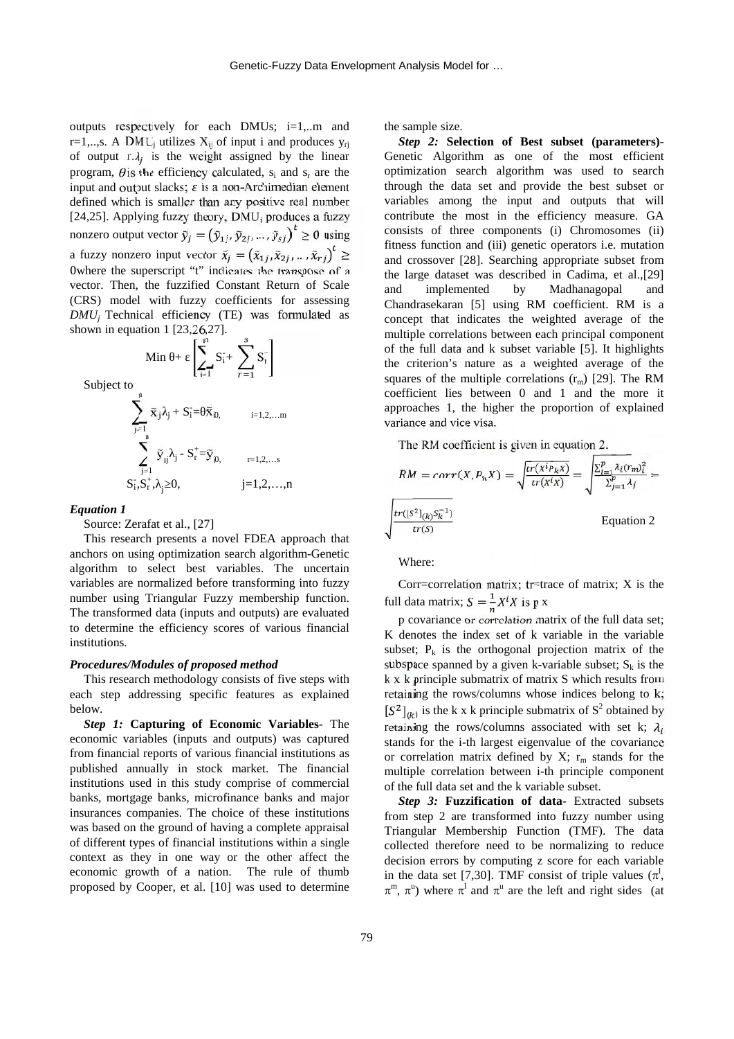outputs respectively for each DMUs; i=1,..m and r=1,..,s. A $DMU_j$ utilizes $X_{ij}$ of input i and produces $y_{rj}$ of output r.$\lambda_j$ is the weight assigned by the linear program, $\theta$ is the efficiency calculated, $s_i$ and $s_r$ are the input and output slacks; $\varepsilon$ is a non-Archimedian element defined which is smaller than any positive real number [24,25]. Applying fuzzy theory, $DMU_j$ produces a fuzzy nonzero output vector $\tilde{y}_j = (\tilde{y}_{1j}, \tilde{y}_{2j}, \ldots, \tilde{y}_{sj})^t \geq 0$ using a fuzzy nonzero input vector $\tilde{x}_j = (\tilde{x}_{1j}, \tilde{x}_{2j}, \ldots, \tilde{x}_{rj})^t \geq 0$ where the superscript "t" indicates the transpose of a vector. Then, the fuzzified Constant Return of Scale (CRS) model with fuzzy coefficients for assessing $DMU_j$ Technical efficiency (TE) was formulated as shown in equation 1 [23,26,27].

$$\text{Min } \theta + \varepsilon \left[ \sum_{i=1}^{m} S_i^- + \sum_{r=1}^{s} S_r^- \right]$$

Subject to

$$\sum_{j=1}^{n} \tilde{x}_j \lambda_j + S_i^- = \theta \tilde{x}_{i0}, \qquad i=1,2,\ldots m$$

$$\sum_{j=1}^{n} \tilde{y}_{rj} \lambda_j - S_r^+ = \tilde{y}_{r0}, \qquad r=1,2,\ldots s$$

$$S_i^-, S_r^+, \lambda_j \geq 0, \qquad j=1,2,\ldots,n$$

***Equation 1***

Source: Zerafat et al., [27]

This research presents a novel FDEA approach that anchors on using optimization search algorithm-Genetic algorithm to select best variables. The uncertain variables are normalized before transforming into fuzzy number using Triangular Fuzzy membership function. The transformed data (inputs and outputs) are evaluated to determine the efficiency scores of various financial institutions.

***Procedures/Modules of proposed method***

This research methodology consists of five steps with each step addressing specific features as explained below.

***Step 1:*** **Capturing of Economic Variables**- The economic variables (inputs and outputs) was captured from financial reports of various financial institutions as published annually in stock market. The financial institutions used in this study comprise of commercial banks, mortgage banks, microfinance banks and major insurances companies. The choice of these institutions was based on the ground of having a complete appraisal of different types of financial institutions within a single context as they in one way or the other affect the economic growth of a nation. The rule of thumb proposed by Cooper, et al. [10] was used to determine the sample size.

***Step 2:*** **Selection of Best subset (parameters)**- Genetic Algorithm as one of the most efficient optimization search algorithm was used to search through the data set and provide the best subset or variables among the input and outputs that will contribute the most in the efficiency measure. GA consists of three components (i) Chromosomes (ii) fitness function and (iii) genetic operators i.e. mutation and crossover [28]. Searching appropriate subset from the large dataset was described in Cadima, et al.,[29] and implemented by Madhanagopal and Chandrasekaran [5] using RM coefficient. RM is a concept that indicates the weighted average of the multiple correlations between each principal component of the full data and k subset variable [5]. It highlights the criterion's nature as a weighted average of the squares of the multiple correlations ($r_m$) [29]. The RM coefficient lies between 0 and 1 and the more it approaches 1, the higher the proportion of explained variance and vice visa.

The RM coefficient is given in equation 2.

$$RM = corr(X, P_k X) = \sqrt{\frac{tr(X^t P_k X)}{tr(X^t X)}} = \sqrt{\frac{\sum_{i=1}^{p} \lambda_i (r_m)_i^2}{\sum_{j=1}^{p} \lambda_j}} = \sqrt{\frac{tr([S^2]_{(k)} S_k^{-1})}{tr(S)}} \qquad \text{Equation 2}$$

Where:

Corr=correlation matrix; tr=trace of matrix; X is the full data matrix; $S = \frac{1}{n} X^t X$ is p x p covariance or correlation matrix of the full data set; K denotes the index set of k variable in the variable subset; $P_k$ is the orthogonal projection matrix of the subspace spanned by a given k-variable subset; $S_k$ is the k x k principle submatrix of matrix S which results from retaining the rows/columns whose indices belong to k; $[S^2]_{(k)}$ is the k x k principle submatrix of $S^2$ obtained by retaining the rows/columns associated with set k; $\lambda_i$ stands for the i-th largest eigenvalue of the covariance or correlation matrix defined by X; $r_m$ stands for the multiple correlation between i-th principle component of the full data set and the k variable subset.

***Step 3:*** **Fuzzification of data**- Extracted subsets from step 2 are transformed into fuzzy number using Triangular Membership Function (TMF). The data collected therefore need to be normalizing to reduce decision errors by computing z score for each variable in the data set [7,30]. TMF consist of triple values ($\pi^l$, $\pi^m$, $\pi^u$) where $\pi^l$ and $\pi^u$ are the left and right sides (at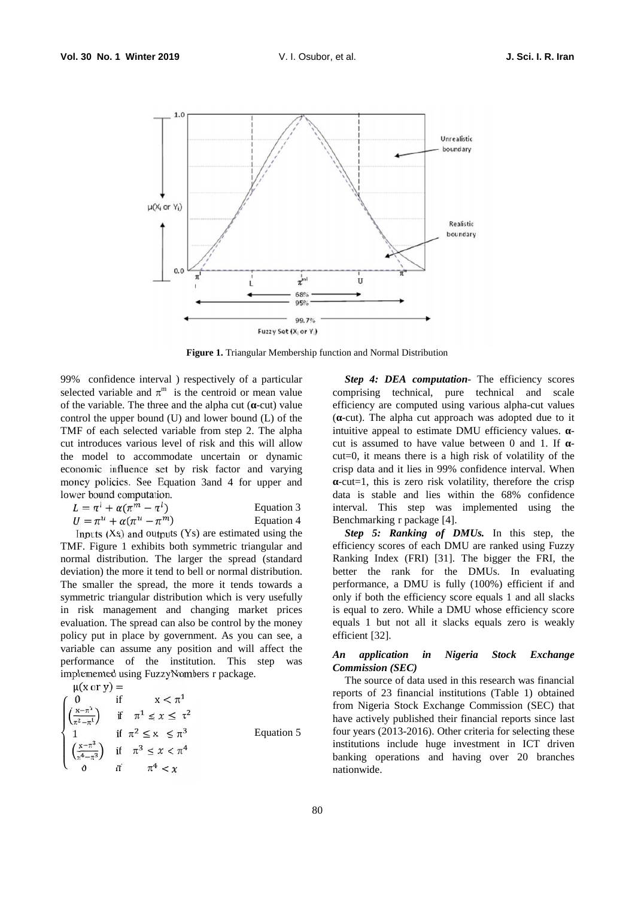**Figure 1.** Triangular Membership function and Normal Distribution

99% confidence interval ) respectively of a particular selected variable and $\pi^m$ is the centroid or mean value of the variable. The three and the alpha cut (**α**-cut) value control the upper bound (U) and lower bound (L) of the TMF of each selected variable from step 2. The alpha cut introduces various level of risk and this will allow the model to accommodate uncertain or dynamic economic influence set by risk factor and varying money policies. See Equation 3and 4 for upper and lower bound computation.

$$L = \pi^l + \alpha(\pi^m - \pi^l) \quad \text{Equation 3}$$

$$U = \pi^u + \alpha(\pi^u - \pi^m) \quad \text{Equation 4}$$

Inputs (Xs) and outputs (Ys) are estimated using the TMF. Figure 1 exhibits both symmetric triangular and normal distribution. The larger the spread (standard deviation) the more it tend to bell or normal distribution. The smaller the spread, the more it tends towards a symmetric triangular distribution which is very usefully in risk management and changing market prices evaluation. The spread can also be control by the money policy put in place by government. As you can see, a variable can assume any position and will affect the performance of the institution. This step was implemented using FuzzyNumbers r package.

$$\mu(x \text{ or } y) = \begin{cases} 0 & \text{if} \quad x < \pi^1 \\ \left(\frac{x-\pi^1}{\pi^2-\pi^1}\right) & \text{if} \quad \pi^1 \leq x \leq \pi^2 \\ 1 & \text{if} \quad \pi^2 \leq x \leq \pi^3 \\ \left(\frac{x-\pi^3}{\pi^4-\pi^3}\right) & \text{if} \quad \pi^3 \leq x < \pi^4 \\ 0 & \text{if} \quad \pi^4 < x \end{cases} \quad \text{Equation 5}$$

***Step 4: DEA computation***- The efficiency scores comprising technical, pure technical and scale efficiency are computed using various alpha-cut values (**α**-cut). The alpha cut approach was adopted due to it intuitive appeal to estimate DMU efficiency values. **α**-cut is assumed to have value between 0 and 1. If **α**-cut=0, it means there is a high risk of volatility of the crisp data and it lies in 99% confidence interval. When **α**-cut=1, this is zero risk volatility, therefore the crisp data is stable and lies within the 68% confidence interval. This step was implemented using the Benchmarking r package [4].

***Step 5: Ranking of DMUs.*** In this step, the efficiency scores of each DMU are ranked using Fuzzy Ranking Index (FRI) [31]. The bigger the FRI, the better the rank for the DMUs. In evaluating performance, a DMU is fully (100%) efficient if and only if both the efficiency score equals 1 and all slacks is equal to zero. While a DMU whose efficiency score equals 1 but not all it slacks equals zero is weakly efficient [32].

***An application in Nigeria Stock Exchange Commission (SEC)***

The source of data used in this research was financial reports of 23 financial institutions (Table 1) obtained from Nigeria Stock Exchange Commission (SEC) that have actively published their financial reports since last four years (2013-2016). Other criteria for selecting these institutions include huge investment in ICT driven banking operations and having over 20 branches nationwide.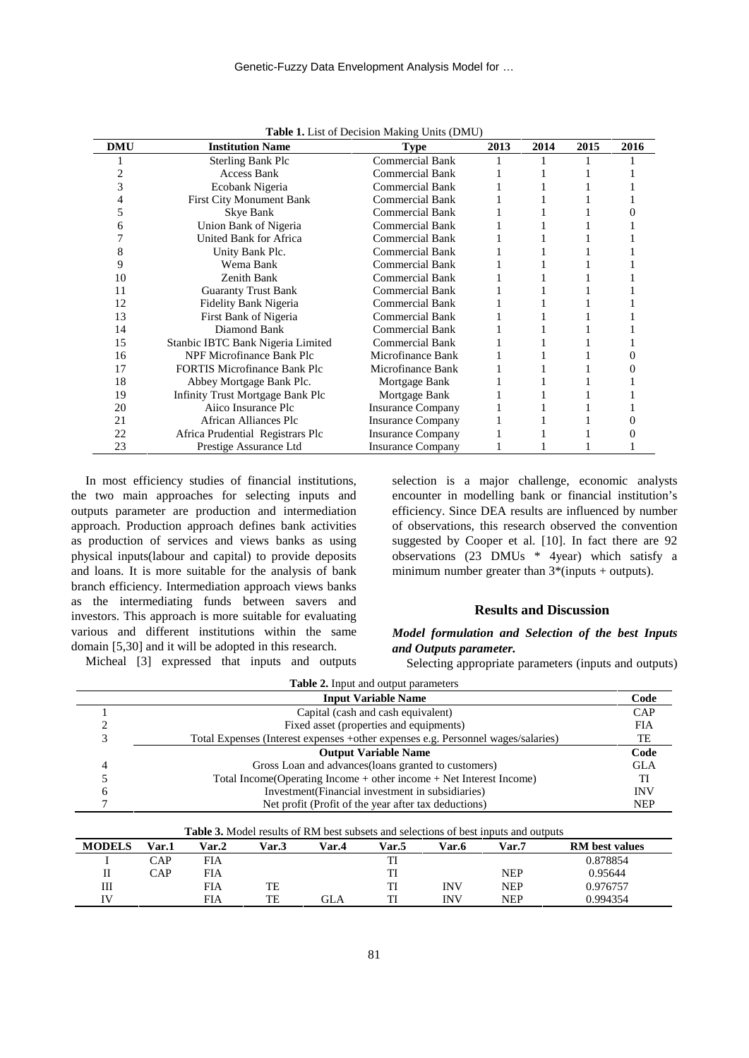**Table 1.** List of Decision Making Units (DMU)

| DMU | Institution Name | Type | 2013 | 2014 | 2015 | 2016 |
|---|---|---|---|---|---|---|
| 1 | Sterling Bank Plc | Commercial Bank | 1 | 1 | 1 | 1 |
| 2 | Access Bank | Commercial Bank | 1 | 1 | 1 | 1 |
| 3 | Ecobank Nigeria | Commercial Bank | 1 | 1 | 1 | 1 |
| 4 | First City Monument Bank | Commercial Bank | 1 | 1 | 1 | 1 |
| 5 | Skye Bank | Commercial Bank | 1 | 1 | 1 | 0 |
| 6 | Union Bank of Nigeria | Commercial Bank | 1 | 1 | 1 | 1 |
| 7 | United Bank for Africa | Commercial Bank | 1 | 1 | 1 | 1 |
| 8 | Unity Bank Plc. | Commercial Bank | 1 | 1 | 1 | 1 |
| 9 | Wema Bank | Commercial Bank | 1 | 1 | 1 | 1 |
| 10 | Zenith Bank | Commercial Bank | 1 | 1 | 1 | 1 |
| 11 | Guaranty Trust Bank | Commercial Bank | 1 | 1 | 1 | 1 |
| 12 | Fidelity Bank Nigeria | Commercial Bank | 1 | 1 | 1 | 1 |
| 13 | First Bank of Nigeria | Commercial Bank | 1 | 1 | 1 | 1 |
| 14 | Diamond Bank | Commercial Bank | 1 | 1 | 1 | 1 |
| 15 | Stanbic IBTC Bank Nigeria Limited | Commercial Bank | 1 | 1 | 1 | 1 |
| 16 | NPF Microfinance Bank Plc | Microfinance Bank | 1 | 1 | 1 | 0 |
| 17 | FORTIS Microfinance Bank Plc | Microfinance Bank | 1 | 1 | 1 | 0 |
| 18 | Abbey Mortgage Bank Plc. | Mortgage Bank | 1 | 1 | 1 | 1 |
| 19 | Infinity Trust Mortgage Bank Plc | Mortgage Bank | 1 | 1 | 1 | 1 |
| 20 | Aiico Insurance Plc | Insurance Company | 1 | 1 | 1 | 1 |
| 21 | African Alliances Plc | Insurance Company | 1 | 1 | 1 | 0 |
| 22 | Africa Prudential Registrars Plc | Insurance Company | 1 | 1 | 1 | 0 |
| 23 | Prestige Assurance Ltd | Insurance Company | 1 | 1 | 1 | 1 |

In most efficiency studies of financial institutions, the two main approaches for selecting inputs and outputs parameter are production and intermediation approach. Production approach defines bank activities as production of services and views banks as using physical inputs(labour and capital) to provide deposits and loans. It is more suitable for the analysis of bank branch efficiency. Intermediation approach views banks as the intermediating funds between savers and investors. This approach is more suitable for evaluating various and different institutions within the same domain [5,30] and it will be adopted in this research.

Micheal [3] expressed that inputs and outputs selection is a major challenge, economic analysts encounter in modelling bank or financial institution's efficiency. Since DEA results are influenced by number of observations, this research observed the convention suggested by Cooper et al. [10]. In fact there are 92 observations (23 DMUs * 4year) which satisfy a minimum number greater than 3*(inputs + outputs).

## Results and Discussion

### *Model formulation and Selection of the best Inputs and Outputs parameter.*

Selecting appropriate parameters (inputs and outputs)

**Table 2.** Input and output parameters

| | Input Variable Name | Code |
|---|---|---|
| 1 | Capital (cash and cash equivalent) | CAP |
| 2 | Fixed asset (properties and equipments) | FIA |
| 3 | Total Expenses (Interest expenses +other expenses e.g. Personnel wages/salaries) | TE |
| | **Output Variable Name** | **Code** |
| 4 | Gross Loan and advances(loans granted to customers) | GLA |
| 5 | Total Income(Operating Income + other income + Net Interest Income) | TI |
| 6 | Investment(Financial investment in subsidiaries) | INV |
| 7 | Net profit (Profit of the year after tax deductions) | NEP |

**Table 3.** Model results of RM best subsets and selections of best inputs and outputs

| MODELS | Var.1 | Var.2 | Var.3 | Var.4 | Var.5 | Var.6 | Var.7 | RM best values |
|---|---|---|---|---|---|---|---|---|
| I | CAP | FIA | | | TI | | | 0.878854 |
| II | CAP | FIA | | | TI | | NEP | 0.95644 |
| III | | FIA | TE | | TI | INV | NEP | 0.976757 |
| IV | | FIA | TE | GLA | TI | INV | NEP | 0.994354 |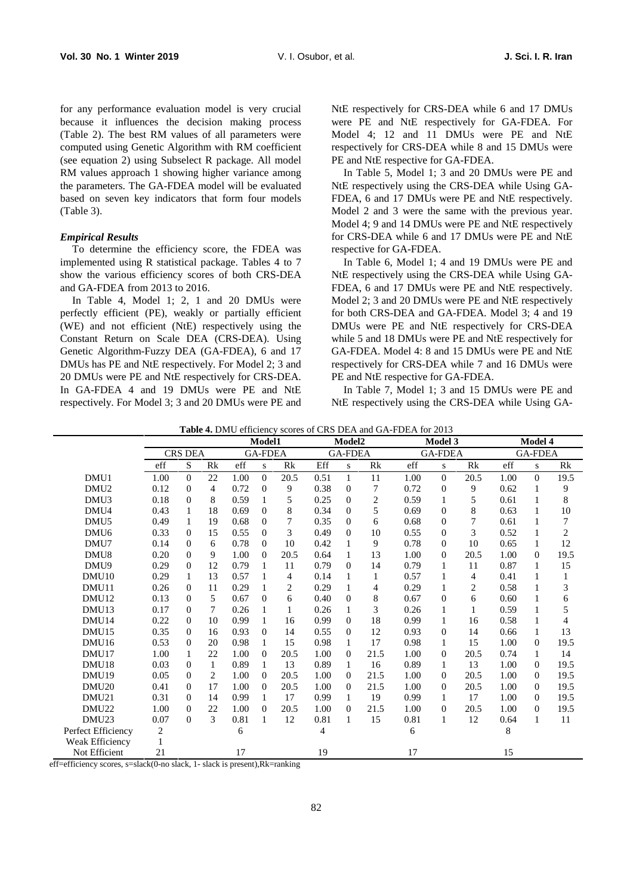for any performance evaluation model is very crucial because it influences the decision making process (Table 2). The best RM values of all parameters were computed using Genetic Algorithm with RM coefficient (see equation 2) using Subselect R package. All model RM values approach 1 showing higher variance among the parameters. The GA-FDEA model will be evaluated based on seven key indicators that form four models (Table 3).

### *Empirical Results*

To determine the efficiency score, the FDEA was implemented using R statistical package. Tables 4 to 7 show the various efficiency scores of both CRS-DEA and GA-FDEA from 2013 to 2016.

In Table 4, Model 1; 2, 1 and 20 DMUs were perfectly efficient (PE), weakly or partially efficient (WE) and not efficient (NtE) respectively using the Constant Return on Scale DEA (CRS-DEA). Using Genetic Algorithm-Fuzzy DEA (GA-FDEA), 6 and 17 DMUs has PE and NtE respectively. For Model 2; 3 and 20 DMUs were PE and NtE respectively for CRS-DEA. In GA-FDEA 4 and 19 DMUs were PE and NtE respectively. For Model 3; 3 and 20 DMUs were PE and NtE respectively for CRS-DEA while 6 and 17 DMUs were PE and NtE respectively for GA-FDEA. For Model 4; 12 and 11 DMUs were PE and NtE respectively for CRS-DEA while 8 and 15 DMUs were PE and NtE respective for GA-FDEA.

In Table 5, Model 1; 3 and 20 DMUs were PE and NtE respectively using the CRS-DEA while Using GA-FDEA, 6 and 17 DMUs were PE and NtE respectively. Model 2 and 3 were the same with the previous year. Model 4; 9 and 14 DMUs were PE and NtE respectively for CRS-DEA while 6 and 17 DMUs were PE and NtE respective for GA-FDEA.

In Table 6, Model 1; 4 and 19 DMUs were PE and NtE respectively using the CRS-DEA while Using GA-FDEA, 6 and 17 DMUs were PE and NtE respectively. Model 2; 3 and 20 DMUs were PE and NtE respectively for both CRS-DEA and GA-FDEA. Model 3; 4 and 19 DMUs were PE and NtE respectively for CRS-DEA while 5 and 18 DMUs were PE and NtE respectively for GA-FDEA. Model 4: 8 and 15 DMUs were PE and NtE respectively for CRS-DEA while 7 and 16 DMUs were PE and NtE respective for GA-FDEA.

In Table 7, Model 1; 3 and 15 DMUs were PE and NtE respectively using the CRS-DEA while Using GA-

**Table 4.** DMU efficiency scores of CRS DEA and GA-FDEA for 2013

| | | | | Model1 | | | Model2 | | | Model 3 | | | Model 4 | | |
|---|---|---|---|---|---|---|---|---|---|---|---|---|---|---|---|
| | CRS DEA | | | GA-FDEA | | | GA-FDEA | | | GA-FDEA | | | GA-FDEA | | |
| | eff | S | Rk | eff | s | Rk | Eff | s | Rk | eff | s | Rk | eff | s | Rk |
| DMU1 | 1.00 | 0 | 22 | 1.00 | 0 | 20.5 | 0.51 | 1 | 11 | 1.00 | 0 | 20.5 | 1.00 | 0 | 19.5 |
| DMU2 | 0.12 | 0 | 4 | 0.72 | 0 | 9 | 0.38 | 0 | 7 | 0.72 | 0 | 9 | 0.62 | 1 | 9 |
| DMU3 | 0.18 | 0 | 8 | 0.59 | 1 | 5 | 0.25 | 0 | 2 | 0.59 | 1 | 5 | 0.61 | 1 | 8 |
| DMU4 | 0.43 | 1 | 18 | 0.69 | 0 | 8 | 0.34 | 0 | 5 | 0.69 | 0 | 8 | 0.63 | 1 | 10 |
| DMU5 | 0.49 | 1 | 19 | 0.68 | 0 | 7 | 0.35 | 0 | 6 | 0.68 | 0 | 7 | 0.61 | 1 | 7 |
| DMU6 | 0.33 | 0 | 15 | 0.55 | 0 | 3 | 0.49 | 0 | 10 | 0.55 | 0 | 3 | 0.52 | 1 | 2 |
| DMU7 | 0.14 | 0 | 6 | 0.78 | 0 | 10 | 0.42 | 1 | 9 | 0.78 | 0 | 10 | 0.65 | 1 | 12 |
| DMU8 | 0.20 | 0 | 9 | 1.00 | 0 | 20.5 | 0.64 | 1 | 13 | 1.00 | 0 | 20.5 | 1.00 | 0 | 19.5 |
| DMU9 | 0.29 | 0 | 12 | 0.79 | 1 | 11 | 0.79 | 0 | 14 | 0.79 | 1 | 11 | 0.87 | 1 | 15 |
| DMU10 | 0.29 | 1 | 13 | 0.57 | 1 | 4 | 0.14 | 1 | 1 | 0.57 | 1 | 4 | 0.41 | 1 | 1 |
| DMU11 | 0.26 | 0 | 11 | 0.29 | 1 | 2 | 0.29 | 1 | 4 | 0.29 | 1 | 2 | 0.58 | 1 | 3 |
| DMU12 | 0.13 | 0 | 5 | 0.67 | 0 | 6 | 0.40 | 0 | 8 | 0.67 | 0 | 6 | 0.60 | 1 | 6 |
| DMU13 | 0.17 | 0 | 7 | 0.26 | 1 | 1 | 0.26 | 1 | 3 | 0.26 | 1 | 1 | 0.59 | 1 | 5 |
| DMU14 | 0.22 | 0 | 10 | 0.99 | 1 | 16 | 0.99 | 0 | 18 | 0.99 | 1 | 16 | 0.58 | 1 | 4 |
| DMU15 | 0.35 | 0 | 16 | 0.93 | 0 | 14 | 0.55 | 0 | 12 | 0.93 | 0 | 14 | 0.66 | 1 | 13 |
| DMU16 | 0.53 | 0 | 20 | 0.98 | 1 | 15 | 0.98 | 1 | 17 | 0.98 | 1 | 15 | 1.00 | 0 | 19.5 |
| DMU17 | 1.00 | 1 | 22 | 1.00 | 0 | 20.5 | 1.00 | 0 | 21.5 | 1.00 | 0 | 20.5 | 0.74 | 1 | 14 |
| DMU18 | 0.03 | 0 | 1 | 0.89 | 1 | 13 | 0.89 | 1 | 16 | 0.89 | 1 | 13 | 1.00 | 0 | 19.5 |
| DMU19 | 0.05 | 0 | 2 | 1.00 | 0 | 20.5 | 1.00 | 0 | 21.5 | 1.00 | 0 | 20.5 | 1.00 | 0 | 19.5 |
| DMU20 | 0.41 | 0 | 17 | 1.00 | 0 | 20.5 | 1.00 | 0 | 21.5 | 1.00 | 0 | 20.5 | 1.00 | 0 | 19.5 |
| DMU21 | 0.31 | 0 | 14 | 0.99 | 1 | 17 | 0.99 | 1 | 19 | 0.99 | 1 | 17 | 1.00 | 0 | 19.5 |
| DMU22 | 1.00 | 0 | 22 | 1.00 | 0 | 20.5 | 1.00 | 0 | 21.5 | 1.00 | 0 | 20.5 | 1.00 | 0 | 19.5 |
| DMU23 | 0.07 | 0 | 3 | 0.81 | 1 | 12 | 0.81 | 1 | 15 | 0.81 | 1 | 12 | 0.64 | 1 | 11 |
| Perfect Efficiency | 2 | | | 6 | | | 4 | | | 6 | | | 8 | | |
| Weak Efficiency | 1 | | | | | | | | | | | | | | |
| Not Efficient | 21 | | | 17 | | | 19 | | | 17 | | | 15 | | |

eff=efficiency scores, s=slack(0-no slack, 1- slack is present),Rk=ranking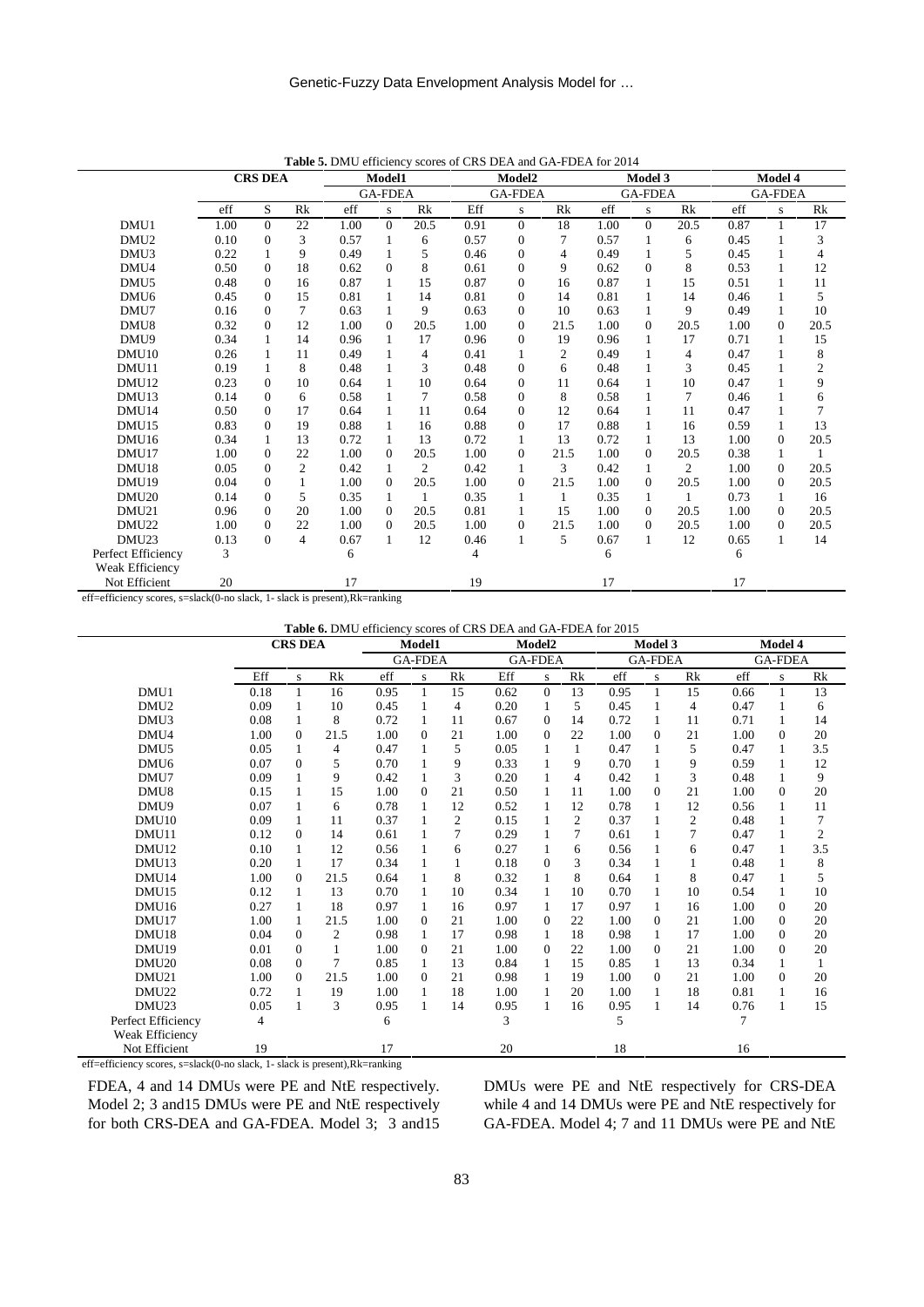**Table 5.** DMU efficiency scores of CRS DEA and GA-FDEA for 2014

| | CRS DEA | | | Model1 | | | Model2 | | | Model 3 | | | Model 4 | | |
|---|---|---|---|---|---|---|---|---|---|---|---|---|---|---|---|
| | | | | GA-FDEA | | | GA-FDEA | | | GA-FDEA | | | GA-FDEA | | |
| | eff | S | Rk | eff | s | Rk | Eff | s | Rk | eff | s | Rk | eff | s | Rk |
| DMU1 | 1.00 | 0 | 22 | 1.00 | 0 | 20.5 | 0.91 | 0 | 18 | 1.00 | 0 | 20.5 | 0.87 | 1 | 17 |
| DMU2 | 0.10 | 0 | 3 | 0.57 | 1 | 6 | 0.57 | 0 | 7 | 0.57 | 1 | 6 | 0.45 | 1 | 3 |
| DMU3 | 0.22 | 1 | 9 | 0.49 | 1 | 5 | 0.46 | 0 | 4 | 0.49 | 1 | 5 | 0.45 | 1 | 4 |
| DMU4 | 0.50 | 0 | 18 | 0.62 | 0 | 8 | 0.61 | 0 | 9 | 0.62 | 0 | 8 | 0.53 | 1 | 12 |
| DMU5 | 0.48 | 0 | 16 | 0.87 | 1 | 15 | 0.87 | 0 | 16 | 0.87 | 1 | 15 | 0.51 | 1 | 11 |
| DMU6 | 0.45 | 0 | 15 | 0.81 | 1 | 14 | 0.81 | 0 | 14 | 0.81 | 1 | 14 | 0.46 | 1 | 5 |
| DMU7 | 0.16 | 0 | 7 | 0.63 | 1 | 9 | 0.63 | 0 | 10 | 0.63 | 1 | 9 | 0.49 | 1 | 10 |
| DMU8 | 0.32 | 0 | 12 | 1.00 | 0 | 20.5 | 1.00 | 0 | 21.5 | 1.00 | 0 | 20.5 | 1.00 | 0 | 20.5 |
| DMU9 | 0.34 | 1 | 14 | 0.96 | 1 | 17 | 0.96 | 0 | 19 | 0.96 | 1 | 17 | 0.71 | 1 | 15 |
| DMU10 | 0.26 | 1 | 11 | 0.49 | 1 | 4 | 0.41 | 1 | 2 | 0.49 | 1 | 4 | 0.47 | 1 | 8 |
| DMU11 | 0.19 | 1 | 8 | 0.48 | 1 | 3 | 0.48 | 0 | 6 | 0.48 | 1 | 3 | 0.45 | 1 | 2 |
| DMU12 | 0.23 | 0 | 10 | 0.64 | 1 | 10 | 0.64 | 0 | 11 | 0.64 | 1 | 10 | 0.47 | 1 | 9 |
| DMU13 | 0.14 | 0 | 6 | 0.58 | 1 | 7 | 0.58 | 0 | 8 | 0.58 | 1 | 7 | 0.46 | 1 | 6 |
| DMU14 | 0.50 | 0 | 17 | 0.64 | 1 | 11 | 0.64 | 0 | 12 | 0.64 | 1 | 11 | 0.47 | 1 | 7 |
| DMU15 | 0.83 | 0 | 19 | 0.88 | 1 | 16 | 0.88 | 0 | 17 | 0.88 | 1 | 16 | 0.59 | 1 | 13 |
| DMU16 | 0.34 | 1 | 13 | 0.72 | 1 | 13 | 0.72 | 1 | 13 | 0.72 | 1 | 13 | 1.00 | 0 | 20.5 |
| DMU17 | 1.00 | 0 | 22 | 1.00 | 0 | 20.5 | 1.00 | 0 | 21.5 | 1.00 | 0 | 20.5 | 0.38 | 1 | 1 |
| DMU18 | 0.05 | 0 | 2 | 0.42 | 1 | 2 | 0.42 | 1 | 3 | 0.42 | 1 | 2 | 1.00 | 0 | 20.5 |
| DMU19 | 0.04 | 0 | 1 | 1.00 | 0 | 20.5 | 1.00 | 0 | 21.5 | 1.00 | 0 | 20.5 | 1.00 | 0 | 20.5 |
| DMU20 | 0.14 | 0 | 5 | 0.35 | 1 | 1 | 0.35 | 1 | 1 | 0.35 | 1 | 1 | 0.73 | 1 | 16 |
| DMU21 | 0.96 | 0 | 20 | 1.00 | 0 | 20.5 | 0.81 | 1 | 15 | 1.00 | 0 | 20.5 | 1.00 | 0 | 20.5 |
| DMU22 | 1.00 | 0 | 22 | 1.00 | 0 | 20.5 | 1.00 | 0 | 21.5 | 1.00 | 0 | 20.5 | 1.00 | 0 | 20.5 |
| DMU23 | 0.13 | 0 | 4 | 0.67 | 1 | 12 | 0.46 | 1 | 5 | 0.67 | 1 | 12 | 0.65 | 1 | 14 |
| Perfect Efficiency | 3 | | | 6 | | | 4 | | | 6 | | | 6 | | |
| Weak Efficiency | | | | | | | | | | | | | | | |
| Not Efficient | 20 | | | 17 | | | 19 | | | 17 | | | 17 | | |

eff=efficiency scores, s=slack(0-no slack, 1- slack is present),Rk=ranking

**Table 6.** DMU efficiency scores of CRS DEA and GA-FDEA for 2015

| | CRS DEA | | | Model1 | | | Model2 | | | Model 3 | | | Model 4 | | |
|---|---|---|---|---|---|---|---|---|---|---|---|---|---|---|---|
| | | | | GA-FDEA | | | GA-FDEA | | | GA-FDEA | | | GA-FDEA | | |
| | Eff | s | Rk | eff | s | Rk | Eff | s | Rk | eff | s | Rk | eff | s | Rk |
| DMU1 | 0.18 | 1 | 16 | 0.95 | 1 | 15 | 0.62 | 0 | 13 | 0.95 | 1 | 15 | 0.66 | 1 | 13 |
| DMU2 | 0.09 | 1 | 10 | 0.45 | 1 | 4 | 0.20 | 1 | 5 | 0.45 | 1 | 4 | 0.47 | 1 | 6 |
| DMU3 | 0.08 | 1 | 8 | 0.72 | 1 | 11 | 0.67 | 0 | 14 | 0.72 | 1 | 11 | 0.71 | 1 | 14 |
| DMU4 | 1.00 | 0 | 21.5 | 1.00 | 0 | 21 | 1.00 | 0 | 22 | 1.00 | 0 | 21 | 1.00 | 0 | 20 |
| DMU5 | 0.05 | 1 | 4 | 0.47 | 1 | 5 | 0.05 | 1 | 1 | 0.47 | 1 | 5 | 0.47 | 1 | 3.5 |
| DMU6 | 0.07 | 0 | 5 | 0.70 | 1 | 9 | 0.33 | 1 | 9 | 0.70 | 1 | 9 | 0.59 | 1 | 12 |
| DMU7 | 0.09 | 1 | 9 | 0.42 | 1 | 3 | 0.20 | 1 | 4 | 0.42 | 1 | 3 | 0.48 | 1 | 9 |
| DMU8 | 0.15 | 1 | 15 | 1.00 | 0 | 21 | 0.50 | 1 | 11 | 1.00 | 0 | 21 | 1.00 | 0 | 20 |
| DMU9 | 0.07 | 1 | 6 | 0.78 | 1 | 12 | 0.52 | 1 | 12 | 0.78 | 1 | 12 | 0.56 | 1 | 11 |
| DMU10 | 0.09 | 1 | 11 | 0.37 | 1 | 2 | 0.15 | 1 | 2 | 0.37 | 1 | 2 | 0.48 | 1 | 7 |
| DMU11 | 0.12 | 0 | 14 | 0.61 | 1 | 7 | 0.29 | 1 | 7 | 0.61 | 1 | 7 | 0.47 | 1 | 2 |
| DMU12 | 0.10 | 1 | 12 | 0.56 | 1 | 6 | 0.27 | 1 | 6 | 0.56 | 1 | 6 | 0.47 | 1 | 3.5 |
| DMU13 | 0.20 | 1 | 17 | 0.34 | 1 | 1 | 0.18 | 0 | 3 | 0.34 | 1 | 1 | 0.48 | 1 | 8 |
| DMU14 | 1.00 | 0 | 21.5 | 0.64 | 1 | 8 | 0.32 | 1 | 8 | 0.64 | 1 | 8 | 0.47 | 1 | 5 |
| DMU15 | 0.12 | 1 | 13 | 0.70 | 1 | 10 | 0.34 | 1 | 10 | 0.70 | 1 | 10 | 0.54 | 1 | 10 |
| DMU16 | 0.27 | 1 | 18 | 0.97 | 1 | 16 | 0.97 | 1 | 17 | 0.97 | 1 | 16 | 1.00 | 0 | 20 |
| DMU17 | 1.00 | 1 | 21.5 | 1.00 | 0 | 21 | 1.00 | 0 | 22 | 1.00 | 0 | 21 | 1.00 | 0 | 20 |
| DMU18 | 0.04 | 0 | 2 | 0.98 | 1 | 17 | 0.98 | 1 | 18 | 0.98 | 1 | 17 | 1.00 | 0 | 20 |
| DMU19 | 0.01 | 0 | 1 | 1.00 | 0 | 21 | 1.00 | 0 | 22 | 1.00 | 0 | 21 | 1.00 | 0 | 20 |
| DMU20 | 0.08 | 0 | 7 | 0.85 | 1 | 13 | 0.84 | 1 | 15 | 0.85 | 1 | 13 | 0.34 | 1 | 1 |
| DMU21 | 1.00 | 0 | 21.5 | 1.00 | 0 | 21 | 0.98 | 1 | 19 | 1.00 | 0 | 21 | 1.00 | 0 | 20 |
| DMU22 | 0.72 | 1 | 19 | 1.00 | 1 | 18 | 1.00 | 1 | 20 | 1.00 | 1 | 18 | 0.81 | 1 | 16 |
| DMU23 | 0.05 | 1 | 3 | 0.95 | 1 | 14 | 0.95 | 1 | 16 | 0.95 | 1 | 14 | 0.76 | 1 | 15 |
| Perfect Efficiency | 4 | | | 6 | | | 3 | | | 5 | | | 7 | | |
| Weak Efficiency | | | | | | | | | | | | | | | |
| Not Efficient | 19 | | | 17 | | | 20 | | | 18 | | | 16 | | |

eff=efficiency scores, s=slack(0-no slack, 1- slack is present),Rk=ranking

FDEA, 4 and 14 DMUs were PE and NtE respectively. Model 2; 3 and15 DMUs were PE and NtE respectively for both CRS-DEA and GA-FDEA. Model 3; 3 and15 DMUs were PE and NtE respectively for CRS-DEA while 4 and 14 DMUs were PE and NtE respectively for GA-FDEA. Model 4; 7 and 11 DMUs were PE and NtE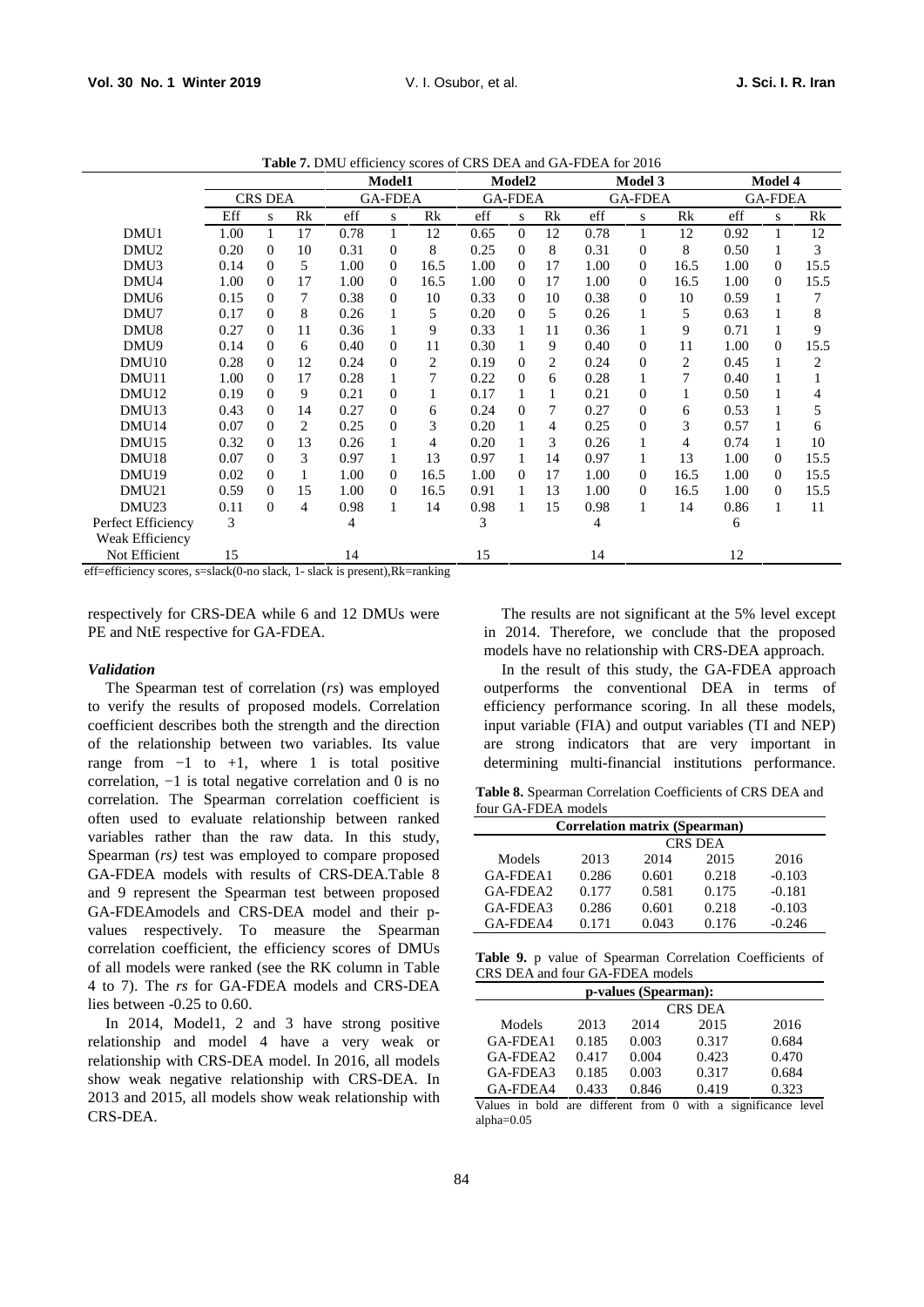**Table 7.** DMU efficiency scores of CRS DEA and GA-FDEA for 2016

| | CRS DEA | | | Model1 GA-FDEA | | | Model2 GA-FDEA | | | Model 3 GA-FDEA | | | Model 4 GA-FDEA | | |
|---|---|---|---|---|---|---|---|---|---|---|---|---|---|---|---|
| | Eff | s | Rk | eff | s | Rk | eff | s | Rk | eff | s | Rk | eff | s | Rk |
| DMU1 | 1.00 | 1 | 17 | 0.78 | 1 | 12 | 0.65 | 0 | 12 | 0.78 | 1 | 12 | 0.92 | 1 | 12 |
| DMU2 | 0.20 | 0 | 10 | 0.31 | 0 | 8 | 0.25 | 0 | 8 | 0.31 | 0 | 8 | 0.50 | 1 | 3 |
| DMU3 | 0.14 | 0 | 5 | 1.00 | 0 | 16.5 | 1.00 | 0 | 17 | 1.00 | 0 | 16.5 | 1.00 | 0 | 15.5 |
| DMU4 | 1.00 | 0 | 17 | 1.00 | 0 | 16.5 | 1.00 | 0 | 17 | 1.00 | 0 | 16.5 | 1.00 | 0 | 15.5 |
| DMU6 | 0.15 | 0 | 7 | 0.38 | 0 | 10 | 0.33 | 0 | 10 | 0.38 | 0 | 10 | 0.59 | 1 | 7 |
| DMU7 | 0.17 | 0 | 8 | 0.26 | 1 | 5 | 0.20 | 0 | 5 | 0.26 | 1 | 5 | 0.63 | 1 | 8 |
| DMU8 | 0.27 | 0 | 11 | 0.36 | 1 | 9 | 0.33 | 1 | 11 | 0.36 | 1 | 9 | 0.71 | 1 | 9 |
| DMU9 | 0.14 | 0 | 6 | 0.40 | 0 | 11 | 0.30 | 1 | 9 | 0.40 | 0 | 11 | 1.00 | 0 | 15.5 |
| DMU10 | 0.28 | 0 | 12 | 0.24 | 0 | 2 | 0.19 | 0 | 2 | 0.24 | 0 | 2 | 0.45 | 1 | 2 |
| DMU11 | 1.00 | 0 | 17 | 0.28 | 1 | 7 | 0.22 | 0 | 6 | 0.28 | 1 | 7 | 0.40 | 1 | 1 |
| DMU12 | 0.19 | 0 | 9 | 0.21 | 0 | 1 | 0.17 | 1 | 1 | 0.21 | 0 | 1 | 0.50 | 1 | 4 |
| DMU13 | 0.43 | 0 | 14 | 0.27 | 0 | 6 | 0.24 | 0 | 7 | 0.27 | 0 | 6 | 0.53 | 1 | 5 |
| DMU14 | 0.07 | 0 | 2 | 0.25 | 0 | 3 | 0.20 | 1 | 4 | 0.25 | 0 | 3 | 0.57 | 1 | 6 |
| DMU15 | 0.32 | 0 | 13 | 0.26 | 1 | 4 | 0.20 | 1 | 3 | 0.26 | 1 | 4 | 0.74 | 1 | 10 |
| DMU18 | 0.07 | 0 | 3 | 0.97 | 1 | 13 | 0.97 | 1 | 14 | 0.97 | 1 | 13 | 1.00 | 0 | 15.5 |
| DMU19 | 0.02 | 0 | 1 | 1.00 | 0 | 16.5 | 1.00 | 0 | 17 | 1.00 | 0 | 16.5 | 1.00 | 0 | 15.5 |
| DMU21 | 0.59 | 0 | 15 | 1.00 | 0 | 16.5 | 0.91 | 1 | 13 | 1.00 | 0 | 16.5 | 1.00 | 0 | 15.5 |
| DMU23 | 0.11 | 0 | 4 | 0.98 | 1 | 14 | 0.98 | 1 | 15 | 0.98 | 1 | 14 | 0.86 | 1 | 11 |
| Perfect Efficiency | 3 | | | 4 | | | 3 | | | 4 | | | 6 | | |
| Weak Efficiency | | | | | | | | | | | | | | | |
| Not Efficient | 15 | | | 14 | | | 15 | | | 14 | | | 12 | | |

eff=efficiency scores, s=slack(0-no slack, 1- slack is present),Rk=ranking

respectively for CRS-DEA while 6 and 12 DMUs were PE and NtE respective for GA-FDEA.

### *Validation*

The Spearman test of correlation (*rs*) was employed to verify the results of proposed models. Correlation coefficient describes both the strength and the direction of the relationship between two variables. Its value range from −1 to +1, where 1 is total positive correlation, −1 is total negative correlation and 0 is no correlation. The Spearman correlation coefficient is often used to evaluate relationship between ranked variables rather than the raw data. In this study, Spearman (*rs)* test was employed to compare proposed GA-FDEA models with results of CRS-DEA.Table 8 and 9 represent the Spearman test between proposed GA-FDEAmodels and CRS-DEA model and their p-values respectively. To measure the Spearman correlation coefficient, the efficiency scores of DMUs of all models were ranked (see the RK column in Table 4 to 7). The *rs* for GA-FDEA models and CRS-DEA lies between -0.25 to 0.60.

In 2014, Model1, 2 and 3 have strong positive relationship and model 4 have a very weak or relationship with CRS-DEA model. In 2016, all models show weak negative relationship with CRS-DEA. In 2013 and 2015, all models show weak relationship with CRS-DEA.

The results are not significant at the 5% level except in 2014. Therefore, we conclude that the proposed models have no relationship with CRS-DEA approach.

In the result of this study, the GA-FDEA approach outperforms the conventional DEA in terms of efficiency performance scoring. In all these models, input variable (FIA) and output variables (TI and NEP) are strong indicators that are very important in determining multi-financial institutions performance.

**Table 8.** Spearman Correlation Coefficients of CRS DEA and four GA-FDEA models

| Correlation matrix (Spearman) | | | | |
|---|---|---|---|---|
| | CRS DEA | | | |
| Models | 2013 | 2014 | 2015 | 2016 |
| GA-FDEA1 | 0.286 | **0.601** | 0.218 | -0.103 |
| GA-FDEA2 | 0.177 | **0.581** | 0.175 | -0.181 |
| GA-FDEA3 | 0.286 | **0.601** | 0.218 | -0.103 |
| GA-FDEA4 | 0.171 | 0.043 | 0.176 | -0.246 |

**Table 9.** p value of Spearman Correlation Coefficients of CRS DEA and four GA-FDEA models

| p-values (Spearman): | | | | |
|---|---|---|---|---|
| | CRS DEA | | | |
| Models | 2013 | 2014 | 2015 | 2016 |
| GA-FDEA1 | 0.185 | **0.003** | 0.317 | 0.684 |
| GA-FDEA2 | 0.417 | **0.004** | 0.423 | 0.470 |
| GA-FDEA3 | 0.185 | **0.003** | 0.317 | 0.684 |
| GA-FDEA4 | 0.433 | 0.846 | 0.419 | 0.323 |

Values in bold are different from 0 with a significance level alpha=0.05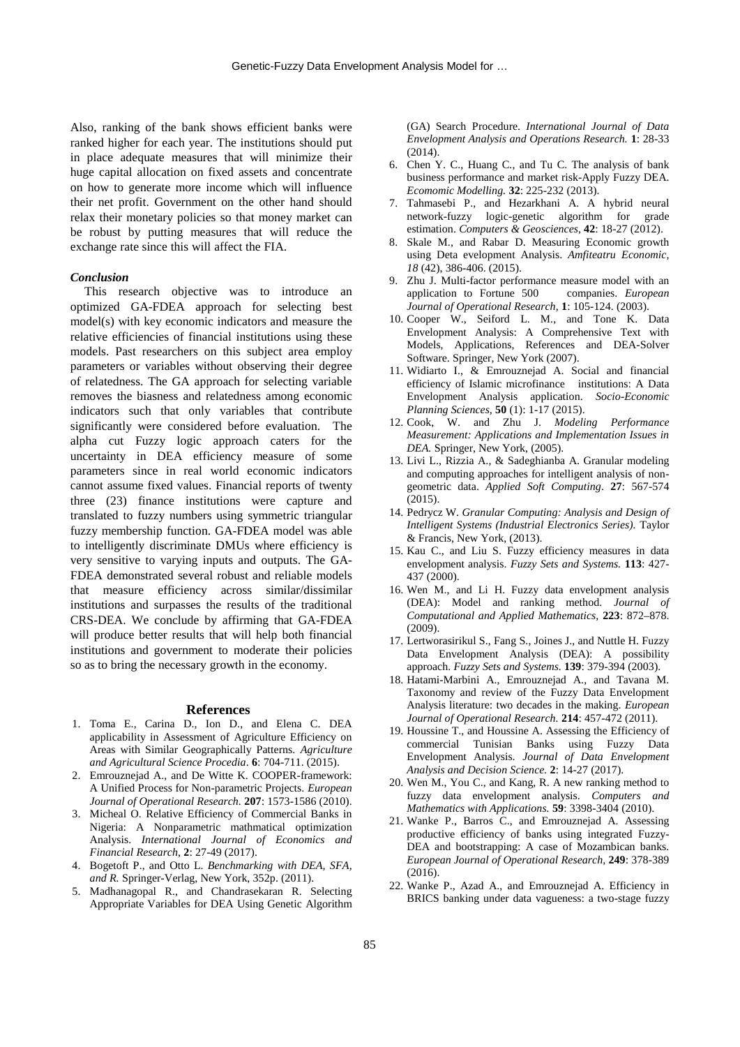Also, ranking of the bank shows efficient banks were ranked higher for each year. The institutions should put in place adequate measures that will minimize their huge capital allocation on fixed assets and concentrate on how to generate more income which will influence their net profit. Government on the other hand should relax their monetary policies so that money market can be robust by putting measures that will reduce the exchange rate since this will affect the FIA.

### *Conclusion*

This research objective was to introduce an optimized GA-FDEA approach for selecting best model(s) with key economic indicators and measure the relative efficiencies of financial institutions using these models. Past researchers on this subject area employ parameters or variables without observing their degree of relatedness. The GA approach for selecting variable removes the biasness and relatedness among economic indicators such that only variables that contribute significantly were considered before evaluation. The alpha cut Fuzzy logic approach caters for the uncertainty in DEA efficiency measure of some parameters since in real world economic indicators cannot assume fixed values. Financial reports of twenty three (23) finance institutions were capture and translated to fuzzy numbers using symmetric triangular fuzzy membership function. GA-FDEA model was able to intelligently discriminate DMUs where efficiency is very sensitive to varying inputs and outputs. The GA-FDEA demonstrated several robust and reliable models that measure efficiency across similar/dissimilar institutions and surpasses the results of the traditional CRS-DEA. We conclude by affirming that GA-FDEA will produce better results that will help both financial institutions and government to moderate their policies so as to bring the necessary growth in the economy.

## References

1. Toma E., Carina D., Ion D., and Elena C. DEA applicability in Assessment of Agriculture Efficiency on Areas with Similar Geographically Patterns. *Agriculture and Agricultural Science Procedia*. **6**: 704-711. (2015).
2. Emrouznejad A., and De Witte K. COOPER-framework: A Unified Process for Non-parametric Projects. *European Journal of Operational Research.* **207**: 1573-1586 (2010).
3. Micheal O. Relative Efficiency of Commercial Banks in Nigeria: A Nonparametric mathmatical optimization Analysis. *International Journal of Economics and Financial Research*, **2**: 27-49 (2017).
4. Bogetoft P., and Otto L. *Benchmarking with DEA, SFA, and R.* Springer-Verlag, New York, 352p. (2011).
5. Madhanagopal R., and Chandrasekaran R. Selecting Appropriate Variables for DEA Using Genetic Algorithm (GA) Search Procedure. *International Journal of Data Envelopment Analysis and Operations Research.* **1**: 28-33 (2014).
6. Chen Y. C., Huang C., and Tu C. The analysis of bank business performance and market risk-Apply Fuzzy DEA. *Ecomomic Modelling.* **32**: 225-232 (2013).
7. Tahmasebi P., and Hezarkhani A. A hybrid neural network-fuzzy logic-genetic algorithm for grade estimation. *Computers & Geosciences,* **42**: 18-27 (2012).
8. Skale M., and Rabar D. Measuring Economic growth using Deta evelopment Analysis. *Amfiteatru Economic, 18* (42), 386-406. (2015).
9. Zhu J. Multi-factor performance measure model with an application to Fortune 500 companies. *European Journal of Operational Research,* **1**: 105-124. (2003).
10. Cooper W., Seiford L. M., and Tone K. Data Envelopment Analysis: A Comprehensive Text with Models, Applications, References and DEA-Solver Software. Springer, New York (2007).
11. Widiarto I., & Emrouznejad A. Social and financial efficiency of Islamic microfinance institutions: A Data Envelopment Analysis application. *Socio-Economic Planning Sciences*, **50** (1): 1-17 (2015).
12. Cook, W. and Zhu J. *Modeling Performance Measurement: Applications and Implementation Issues in DEA.* Springer, New York, (2005).
13. Livi L., Rizzia A., & Sadeghianba A. Granular modeling and computing approaches for intelligent analysis of non-geometric data. *Applied Soft Computing*. **27**: 567-574 (2015).
14. Pedrycz W. *Granular Computing: Analysis and Design of Intelligent Systems (Industrial Electronics Series)*. Taylor & Francis, New York, (2013).
15. Kau C., and Liu S. Fuzzy efficiency measures in data envelopment analysis. *Fuzzy Sets and Systems.* **113**: 427-437 (2000).
16. Wen M., and Li H. Fuzzy data envelopment analysis (DEA): Model and ranking method. *Journal of Computational and Applied Mathematics,* **223**: 872–878. (2009).
17. Lertworasirikul S., Fang S., Joines J., and Nuttle H. Fuzzy Data Envelopment Analysis (DEA): A possibility approach. *Fuzzy Sets and Systems.* **139**: 379-394 (2003).
18. Hatami-Marbini A., Emrouznejad A., and Tavana M. Taxonomy and review of the Fuzzy Data Envelopment Analysis literature: two decades in the making. *European Journal of Operational Research.* **214**: 457-472 (2011).
19. Houssine T., and Houssine A. Assessing the Efficiency of commercial Tunisian Banks using Fuzzy Data Envelopment Analysis. *Journal of Data Envelopment Analysis and Decision Science.* **2**: 14-27 (2017).
20. Wen M., You C., and Kang, R. A new ranking method to fuzzy data envelopment analysis. *Computers and Mathematics with Applications.* **59**: 3398-3404 (2010).
21. Wanke P., Barros C., and Emrouznejad A. Assessing productive efficiency of banks using integrated Fuzzy-DEA and bootstrapping: A case of Mozambican banks. *European Journal of Operational Research,* **249**: 378-389 (2016).
22. Wanke P., Azad A., and Emrouznejad A. Efficiency in BRICS banking under data vagueness: a two-stage fuzzy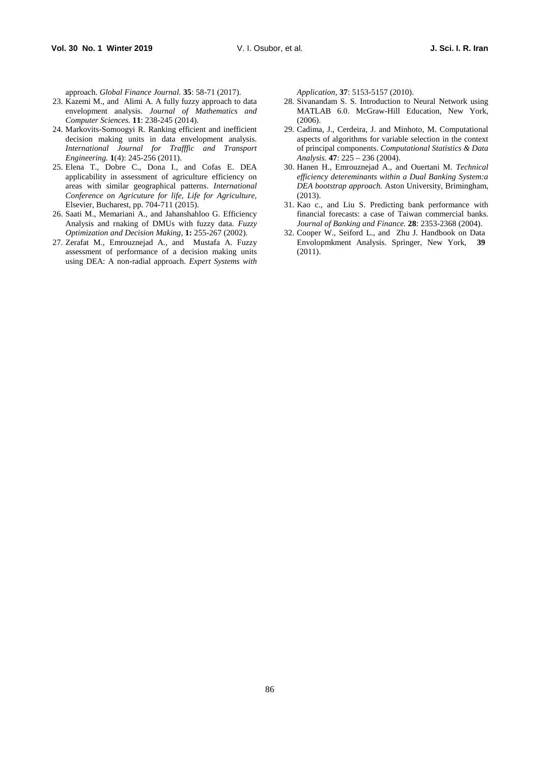approach. *Global Finance Journal.* **35**: 58-71 (2017).

23. Kazemi M., and Alimi A. A fully fuzzy approach to data envelopment analysis. *Journal of Mathematics and Computer Sciences.* **11**: 238-245 (2014).
24. Markovits-Somoogyi R. Ranking efficient and inefficient decision making units in data envelopment analysis. *International Journal for Trafffic and Transport Engineering.* **1**(4): 245-256 (2011).
25. Elena T., Dobre C., Dona I., and Cofas E. DEA applicability in assessment of agriculture efficiency on areas with similar geographical patterns. *International Conference on Agricuture for life, Life for Agriculture,* Elsevier, Bucharest, pp. 704-711 (2015).
26. Saati M., Memariani A., and Jahanshahloo G. Efficiency Analysis and rnaking of DMUs with fuzzy data. *Fuzzy Optimization and Decision Making,* **1:** 255-267 (2002).
27. Zerafat M., Emrouznejad A., and Mustafa A. Fuzzy assessment of performance of a decision making units using DEA: A non-radial approach. *Expert Systems with Application,* **37**: 5153-5157 (2010).
28. Sivanandam S. S. Introduction to Neural Network using MATLAB 6.0. McGraw-Hill Education, New York, (2006).
29. Cadima, J., Cerdeira, J. and Minhoto, M. Computational aspects of algorithms for variable selection in the context of principal components. *Computational Statistics & Data Analysis.* **47**: 225 – 236 (2004).
30. Hanen H., Emrouznejad A., and Ouertani M. *Technical efficiency detereminants within a Dual Banking System:a DEA bootstrap approach.* Aston University, Brimingham, (2013).
31. Kao c., and Liu S. Predicting bank performance with financial forecasts: a case of Taiwan commercial banks. *Journal of Banking and Finance.* **28**: 2353-2368 (2004).
32. Cooper W., Seiford L., and Zhu J. Handbook on Data Envolopmkment Analysis. Springer, New York, **39** (2011).